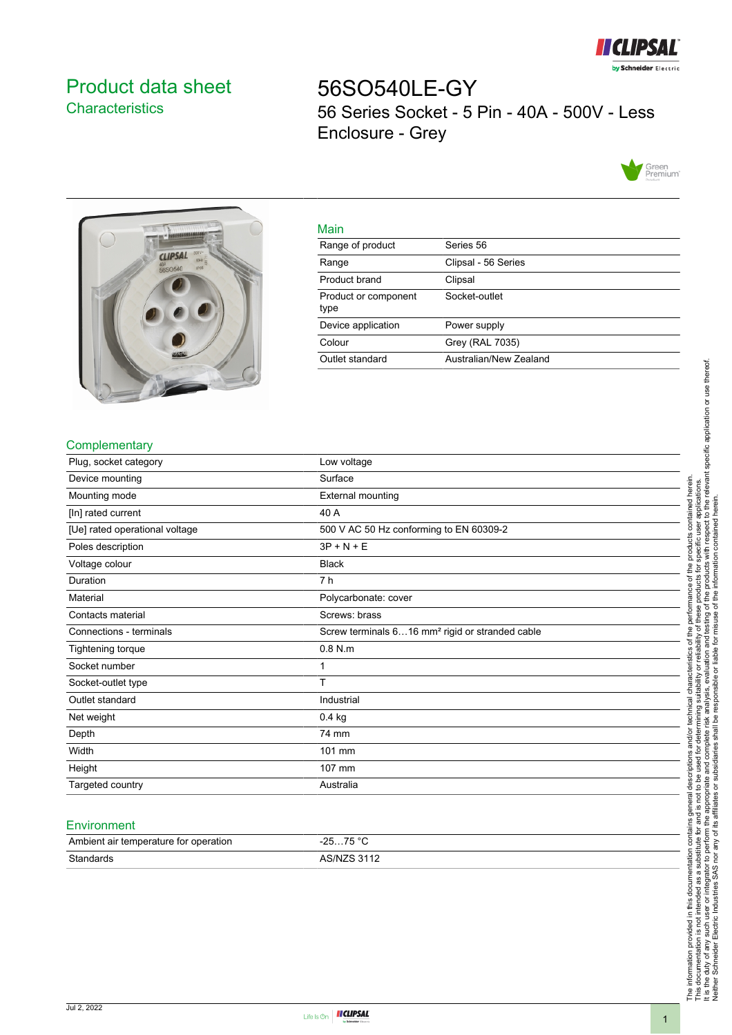# Product data sheet

## Characteristics

# 56SO540LE-GY

56 Series Socket - 5 Pin - 40A - 500V - Less Enclosure - Grey

## Main

| | |
|---|---|
| Range of product | Series 56 |
| Range | Clipsal - 56 Series |
| Product brand | Clipsal |
| Product or component type | Socket-outlet |
| Device application | Power supply |
| Colour | Grey (RAL 7035) |
| Outlet standard | Australian/New Zealand |

## Complementary

| | |
|---|---|
| Plug, socket category | Low voltage |
| Device mounting | Surface |
| Mounting mode | External mounting |
| [In] rated current | 40 A |
| [Ue] rated operational voltage | 500 V AC 50 Hz conforming to EN 60309-2 |
| Poles description | 3P + N + E |
| Voltage colour | Black |
| Duration | 7 h |
| Material | Polycarbonate: cover |
| Contacts material | Screws: brass |
| Connections - terminals | Screw terminals 6…16 mm² rigid or stranded cable |
| Tightening torque | 0.8 N.m |
| Socket number | 1 |
| Socket-outlet type | T |
| Outlet standard | Industrial |
| Net weight | 0.4 kg |
| Depth | 74 mm |
| Width | 101 mm |
| Height | 107 mm |
| Targeted country | Australia |

## Environment

| | |
|---|---|
| Ambient air temperature for operation | -25…75 °C |
| Standards | AS/NZS 3112 |

The information provided in this documentation contains general descriptions and/or technical characteristics of the performance of the products contained herein. This documentation is not intended as a substitute for and is not to be used for determining suitability or reliability of these products for specific user applications. It is the duty of any such user or integrator to perform the appropriate and complete risk analysis, evaluation and testing of the products with respect to the relevant specific application or use thereof. Neither Schneider Electric Industries SAS nor any of its affiliates or subsidiaries shall be responsible or liable for misuse of the information contained herein.

Jul 2, 2022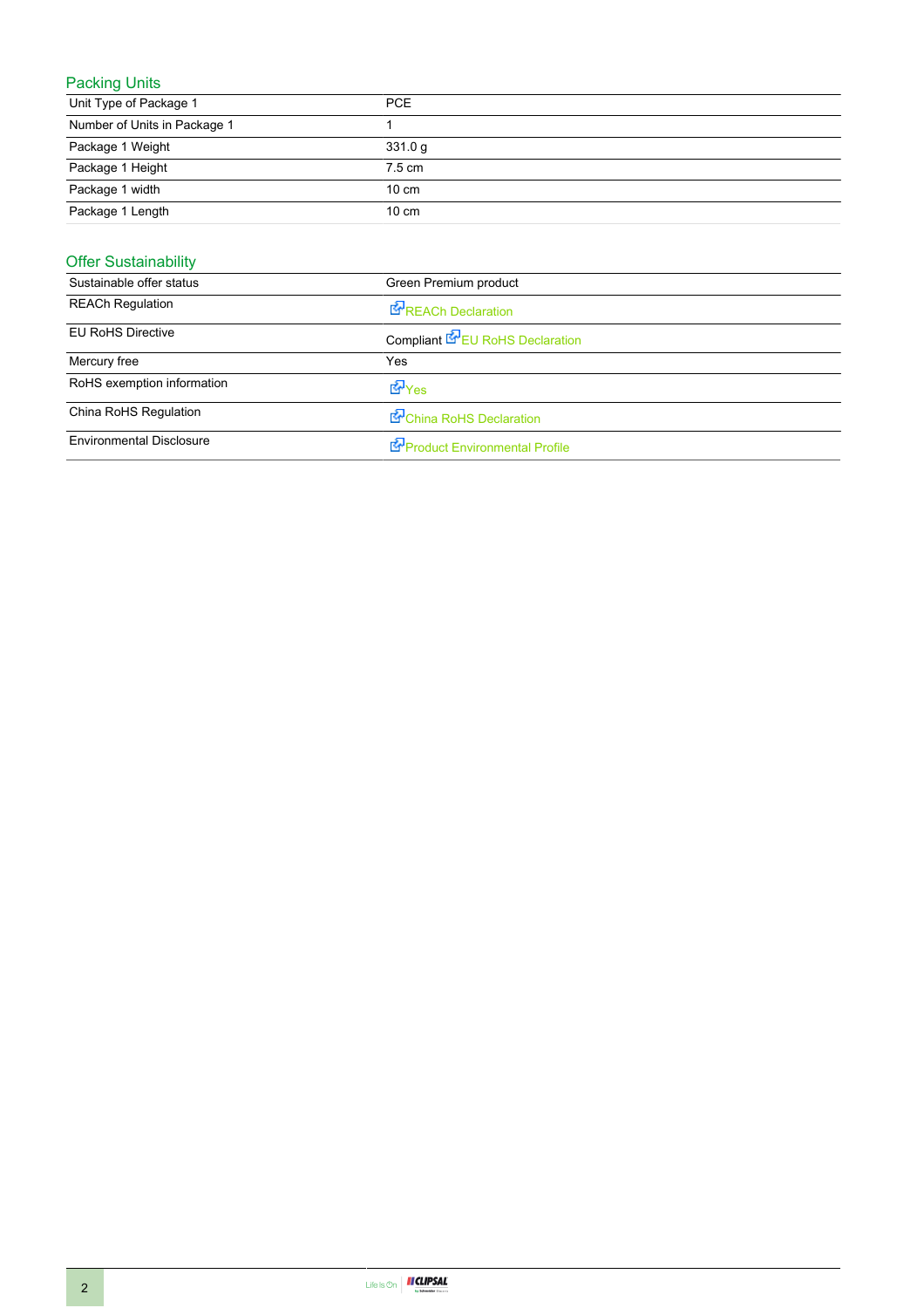## Packing Units

| | |
|---|---|
| Unit Type of Package 1 | PCE |
| Number of Units in Package 1 | 1 |
| Package 1 Weight | 331.0 g |
| Package 1 Height | 7.5 cm |
| Package 1 width | 10 cm |
| Package 1 Length | 10 cm |

## Offer Sustainability

| | |
|---|---|
| Sustainable offer status | Green Premium product |
| REACh Regulation | REACh Declaration |
| EU RoHS Directive | Compliant EU RoHS Declaration |
| Mercury free | Yes |
| RoHS exemption information | Yes |
| China RoHS Regulation | China RoHS Declaration |
| Environmental Disclosure | Product Environmental Profile |